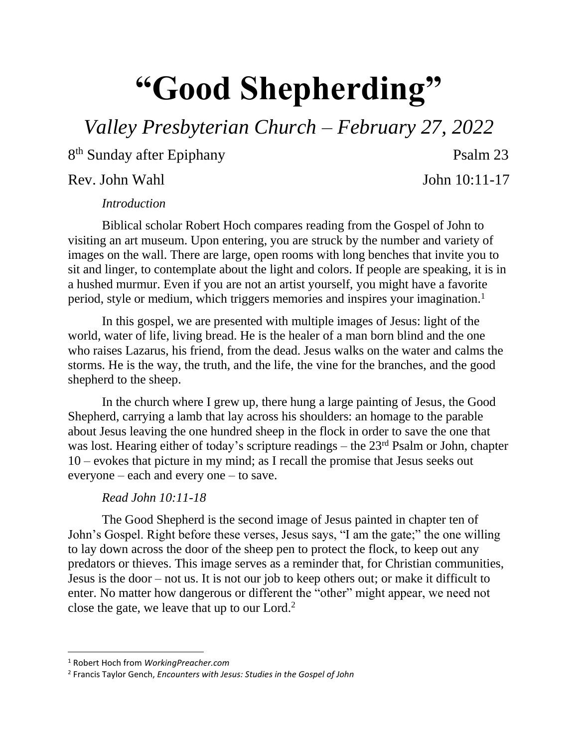# "Good Shepherding"

*Valley Presbyterian Church – February 27, 2022*

8th Sunday after Epiphany — Psalm 23

Rev. John Wahl — John 10:11-17

*Introduction*

Biblical scholar Robert Hoch compares reading from the Gospel of John to visiting an art museum. Upon entering, you are struck by the number and variety of images on the wall. There are large, open rooms with long benches that invite you to sit and linger, to contemplate about the light and colors. If people are speaking, it is in a hushed murmur. Even if you are not an artist yourself, you might have a favorite period, style or medium, which triggers memories and inspires your imagination.[1]

In this gospel, we are presented with multiple images of Jesus: light of the world, water of life, living bread. He is the healer of a man born blind and the one who raises Lazarus, his friend, from the dead. Jesus walks on the water and calms the storms. He is the way, the truth, and the life, the vine for the branches, and the good shepherd to the sheep.

In the church where I grew up, there hung a large painting of Jesus, the Good Shepherd, carrying a lamb that lay across his shoulders: an homage to the parable about Jesus leaving the one hundred sheep in the flock in order to save the one that was lost. Hearing either of today's scripture readings – the 23rd Psalm or John, chapter 10 – evokes that picture in my mind; as I recall the promise that Jesus seeks out everyone – each and every one – to save.

*Read John 10:11-18*

The Good Shepherd is the second image of Jesus painted in chapter ten of John's Gospel. Right before these verses, Jesus says, "I am the gate;" the one willing to lay down across the door of the sheep pen to protect the flock, to keep out any predators or thieves. This image serves as a reminder that, for Christian communities, Jesus is the door – not us. It is not our job to keep others out; or make it difficult to enter. No matter how dangerous or different the "other" might appear, we need not close the gate, we leave that up to our Lord.[2]

---

[1] Robert Hoch from *WorkingPreacher.com*

[2] Francis Taylor Gench, *Encounters with Jesus: Studies in the Gospel of John*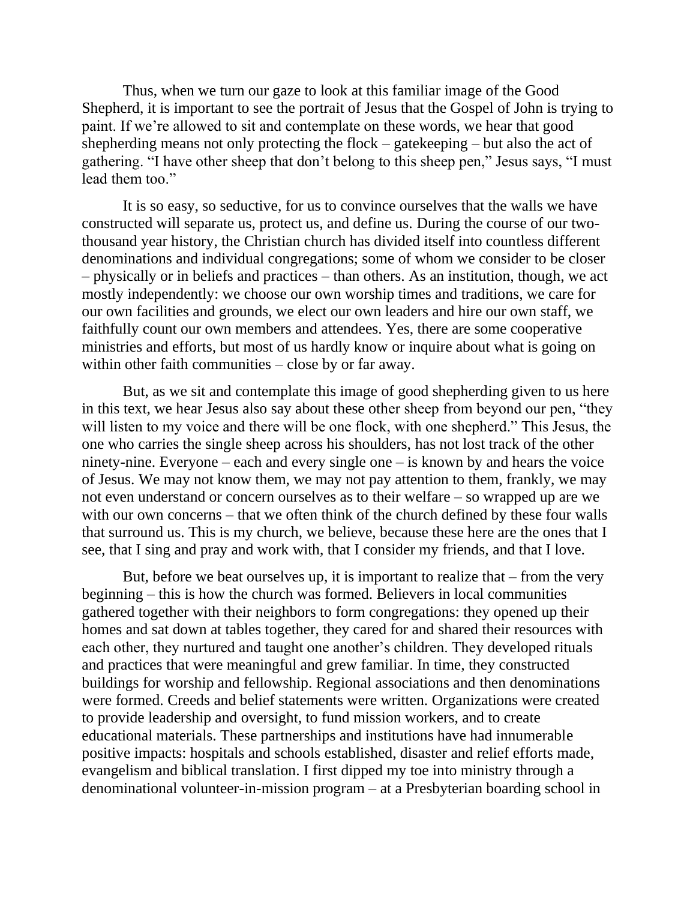Thus, when we turn our gaze to look at this familiar image of the Good Shepherd, it is important to see the portrait of Jesus that the Gospel of John is trying to paint. If we're allowed to sit and contemplate on these words, we hear that good shepherding means not only protecting the flock – gatekeeping – but also the act of gathering. "I have other sheep that don't belong to this sheep pen," Jesus says, "I must lead them too."

It is so easy, so seductive, for us to convince ourselves that the walls we have constructed will separate us, protect us, and define us. During the course of our two-thousand year history, the Christian church has divided itself into countless different denominations and individual congregations; some of whom we consider to be closer – physically or in beliefs and practices – than others. As an institution, though, we act mostly independently: we choose our own worship times and traditions, we care for our own facilities and grounds, we elect our own leaders and hire our own staff, we faithfully count our own members and attendees. Yes, there are some cooperative ministries and efforts, but most of us hardly know or inquire about what is going on within other faith communities – close by or far away.

But, as we sit and contemplate this image of good shepherding given to us here in this text, we hear Jesus also say about these other sheep from beyond our pen, "they will listen to my voice and there will be one flock, with one shepherd." This Jesus, the one who carries the single sheep across his shoulders, has not lost track of the other ninety-nine. Everyone – each and every single one – is known by and hears the voice of Jesus. We may not know them, we may not pay attention to them, frankly, we may not even understand or concern ourselves as to their welfare – so wrapped up are we with our own concerns – that we often think of the church defined by these four walls that surround us. This is my church, we believe, because these here are the ones that I see, that I sing and pray and work with, that I consider my friends, and that I love.

But, before we beat ourselves up, it is important to realize that – from the very beginning – this is how the church was formed. Believers in local communities gathered together with their neighbors to form congregations: they opened up their homes and sat down at tables together, they cared for and shared their resources with each other, they nurtured and taught one another's children. They developed rituals and practices that were meaningful and grew familiar. In time, they constructed buildings for worship and fellowship. Regional associations and then denominations were formed. Creeds and belief statements were written. Organizations were created to provide leadership and oversight, to fund mission workers, and to create educational materials. These partnerships and institutions have had innumerable positive impacts: hospitals and schools established, disaster and relief efforts made, evangelism and biblical translation. I first dipped my toe into ministry through a denominational volunteer-in-mission program – at a Presbyterian boarding school in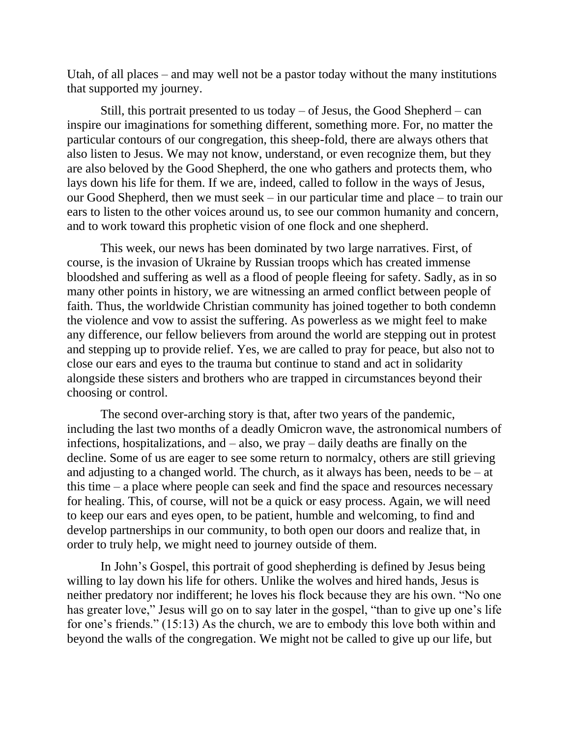Utah, of all places – and may well not be a pastor today without the many institutions that supported my journey.

Still, this portrait presented to us today – of Jesus, the Good Shepherd – can inspire our imaginations for something different, something more. For, no matter the particular contours of our congregation, this sheep-fold, there are always others that also listen to Jesus. We may not know, understand, or even recognize them, but they are also beloved by the Good Shepherd, the one who gathers and protects them, who lays down his life for them. If we are, indeed, called to follow in the ways of Jesus, our Good Shepherd, then we must seek – in our particular time and place – to train our ears to listen to the other voices around us, to see our common humanity and concern, and to work toward this prophetic vision of one flock and one shepherd.

This week, our news has been dominated by two large narratives. First, of course, is the invasion of Ukraine by Russian troops which has created immense bloodshed and suffering as well as a flood of people fleeing for safety. Sadly, as in so many other points in history, we are witnessing an armed conflict between people of faith. Thus, the worldwide Christian community has joined together to both condemn the violence and vow to assist the suffering. As powerless as we might feel to make any difference, our fellow believers from around the world are stepping out in protest and stepping up to provide relief. Yes, we are called to pray for peace, but also not to close our ears and eyes to the trauma but continue to stand and act in solidarity alongside these sisters and brothers who are trapped in circumstances beyond their choosing or control.

The second over-arching story is that, after two years of the pandemic, including the last two months of a deadly Omicron wave, the astronomical numbers of infections, hospitalizations, and – also, we pray – daily deaths are finally on the decline. Some of us are eager to see some return to normalcy, others are still grieving and adjusting to a changed world. The church, as it always has been, needs to be – at this time – a place where people can seek and find the space and resources necessary for healing. This, of course, will not be a quick or easy process. Again, we will need to keep our ears and eyes open, to be patient, humble and welcoming, to find and develop partnerships in our community, to both open our doors and realize that, in order to truly help, we might need to journey outside of them.

In John's Gospel, this portrait of good shepherding is defined by Jesus being willing to lay down his life for others. Unlike the wolves and hired hands, Jesus is neither predatory nor indifferent; he loves his flock because they are his own. "No one has greater love," Jesus will go on to say later in the gospel, "than to give up one's life for one's friends." (15:13) As the church, we are to embody this love both within and beyond the walls of the congregation. We might not be called to give up our life, but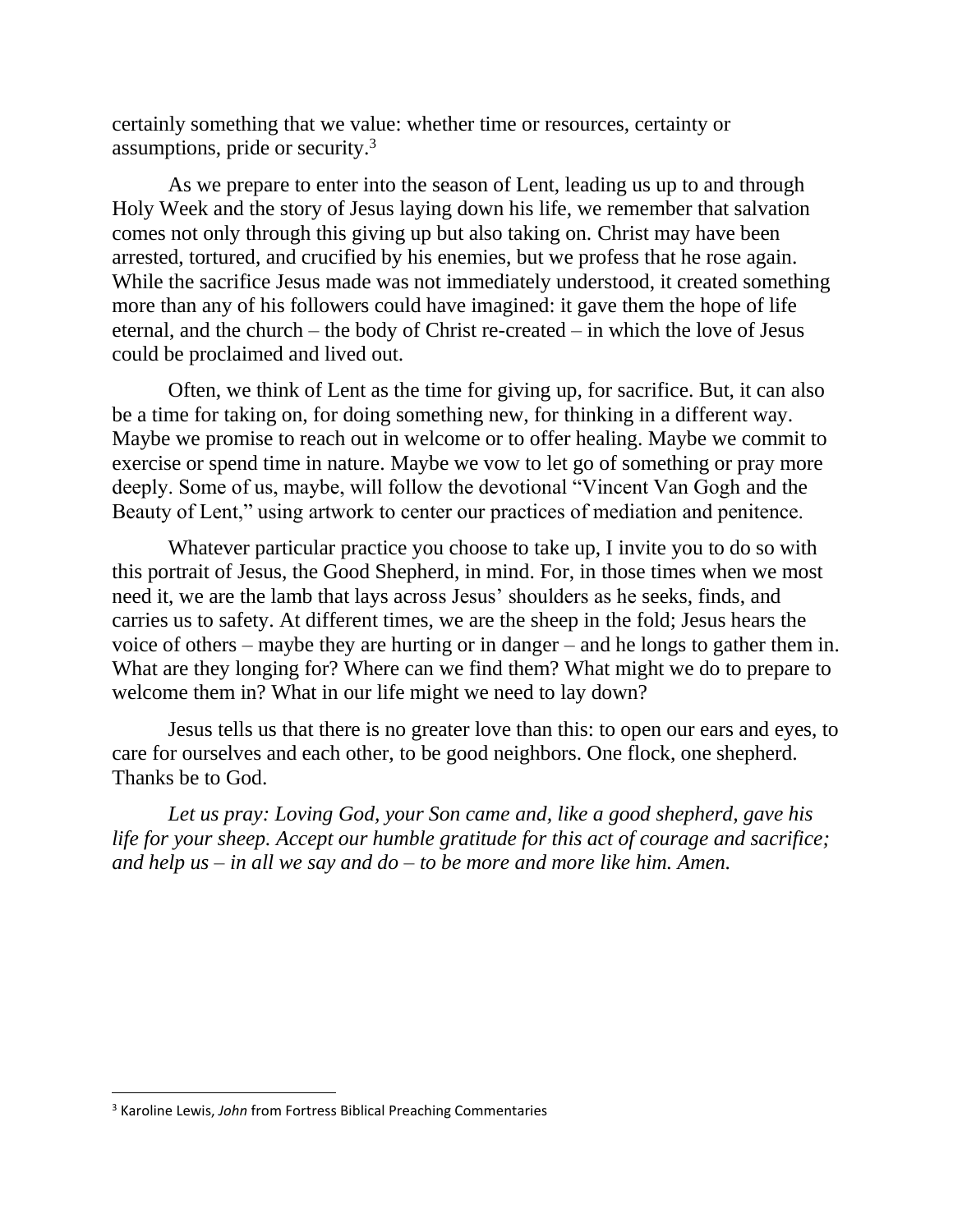certainly something that we value: whether time or resources, certainty or assumptions, pride or security.[3]

As we prepare to enter into the season of Lent, leading us up to and through Holy Week and the story of Jesus laying down his life, we remember that salvation comes not only through this giving up but also taking on. Christ may have been arrested, tortured, and crucified by his enemies, but we profess that he rose again. While the sacrifice Jesus made was not immediately understood, it created something more than any of his followers could have imagined: it gave them the hope of life eternal, and the church – the body of Christ re-created – in which the love of Jesus could be proclaimed and lived out.

Often, we think of Lent as the time for giving up, for sacrifice. But, it can also be a time for taking on, for doing something new, for thinking in a different way. Maybe we promise to reach out in welcome or to offer healing. Maybe we commit to exercise or spend time in nature. Maybe we vow to let go of something or pray more deeply. Some of us, maybe, will follow the devotional "Vincent Van Gogh and the Beauty of Lent," using artwork to center our practices of mediation and penitence.

Whatever particular practice you choose to take up, I invite you to do so with this portrait of Jesus, the Good Shepherd, in mind. For, in those times when we most need it, we are the lamb that lays across Jesus' shoulders as he seeks, finds, and carries us to safety. At different times, we are the sheep in the fold; Jesus hears the voice of others – maybe they are hurting or in danger – and he longs to gather them in. What are they longing for? Where can we find them? What might we do to prepare to welcome them in? What in our life might we need to lay down?

Jesus tells us that there is no greater love than this: to open our ears and eyes, to care for ourselves and each other, to be good neighbors. One flock, one shepherd. Thanks be to God.

*Let us pray: Loving God, your Son came and, like a good shepherd, gave his life for your sheep. Accept our humble gratitude for this act of courage and sacrifice; and help us – in all we say and do – to be more and more like him. Amen.*

---

[3] Karoline Lewis, *John* from Fortress Biblical Preaching Commentaries